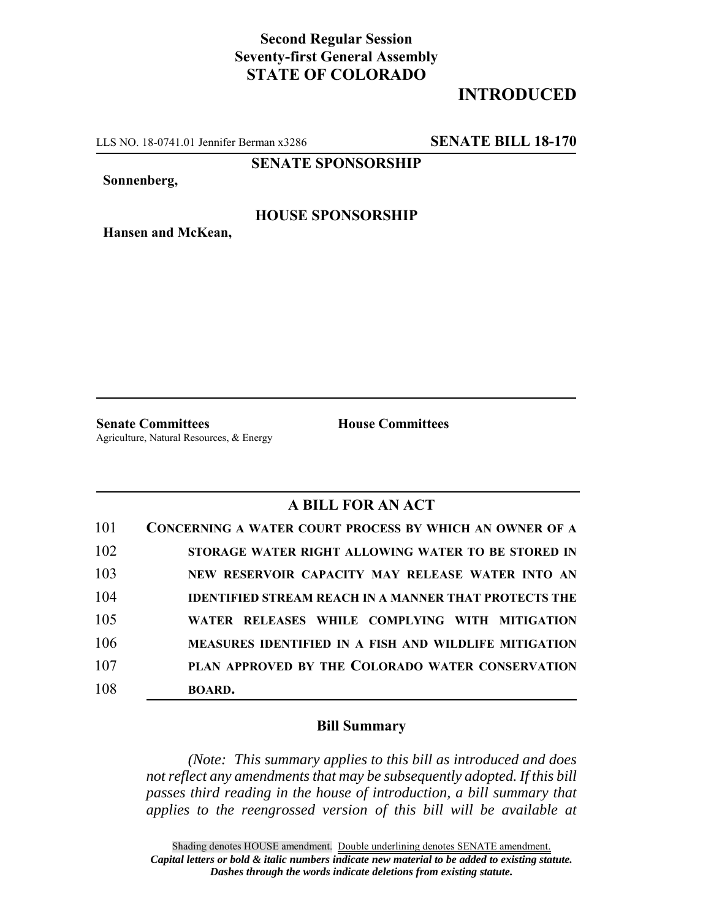**Second Regular Session**
**Seventy-first General Assembly**
**STATE OF COLORADO**

# INTRODUCED

LLS NO. 18-0741.01 Jennifer Berman x3286 **SENATE BILL 18-170**

**SENATE SPONSORSHIP**

**Sonnenberg,**

**HOUSE SPONSORSHIP**

**Hansen and McKean,**

**Senate Committees**
Agriculture, Natural Resources, & Energy

**House Committees**

## A BILL FOR AN ACT

101 **CONCERNING A WATER COURT PROCESS BY WHICH AN OWNER OF A**
102 **STORAGE WATER RIGHT ALLOWING WATER TO BE STORED IN**
103 **NEW RESERVOIR CAPACITY MAY RELEASE WATER INTO AN**
104 **IDENTIFIED STREAM REACH IN A MANNER THAT PROTECTS THE**
105 **WATER RELEASES WHILE COMPLYING WITH MITIGATION**
106 **MEASURES IDENTIFIED IN A FISH AND WILDLIFE MITIGATION**
107 **PLAN APPROVED BY THE COLORADO WATER CONSERVATION**
108 **BOARD.**

### Bill Summary

*(Note: This summary applies to this bill as introduced and does not reflect any amendments that may be subsequently adopted. If this bill passes third reading in the house of introduction, a bill summary that applies to the reengrossed version of this bill will be available at*

Shading denotes HOUSE amendment. Double underlining denotes SENATE amendment.
***Capital letters or bold & italic numbers indicate new material to be added to existing statute.***
***Dashes through the words indicate deletions from existing statute.***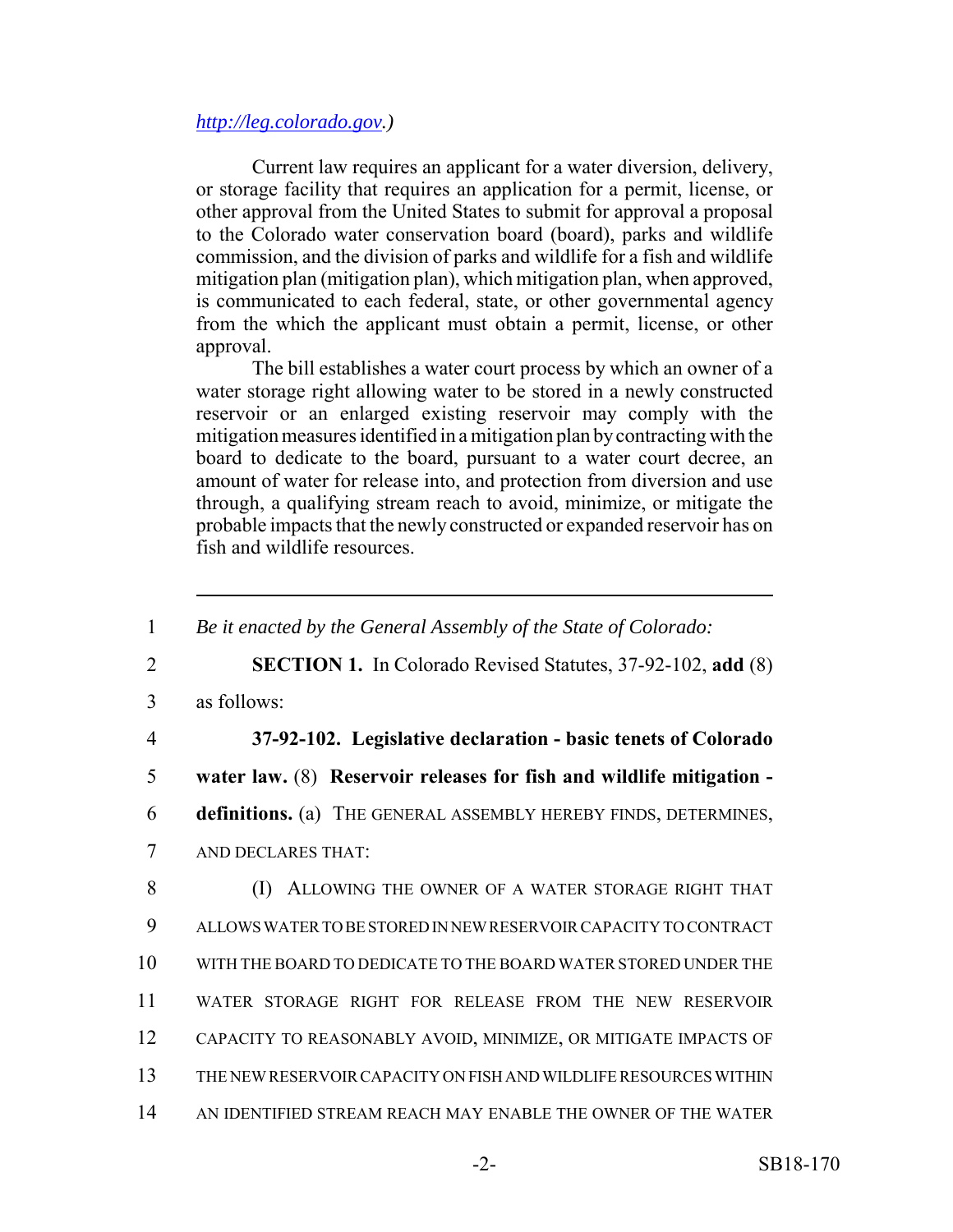*http://leg.colorado.gov.)*

Current law requires an applicant for a water diversion, delivery, or storage facility that requires an application for a permit, license, or other approval from the United States to submit for approval a proposal to the Colorado water conservation board (board), parks and wildlife commission, and the division of parks and wildlife for a fish and wildlife mitigation plan (mitigation plan), which mitigation plan, when approved, is communicated to each federal, state, or other governmental agency from the which the applicant must obtain a permit, license, or other approval.

The bill establishes a water court process by which an owner of a water storage right allowing water to be stored in a newly constructed reservoir or an enlarged existing reservoir may comply with the mitigation measures identified in a mitigation plan by contracting with the board to dedicate to the board, pursuant to a water court decree, an amount of water for release into, and protection from diversion and use through, a qualifying stream reach to avoid, minimize, or mitigate the probable impacts that the newly constructed or expanded reservoir has on fish and wildlife resources.

---

1 *Be it enacted by the General Assembly of the State of Colorado:*

2 **SECTION 1.** In Colorado Revised Statutes, 37-92-102, **add** (8)
3 as follows:

4 **37-92-102. Legislative declaration - basic tenets of Colorado**
5 **water law.** (8) **Reservoir releases for fish and wildlife mitigation -**
6 **definitions.** (a) THE GENERAL ASSEMBLY HEREBY FINDS, DETERMINES,
7 AND DECLARES THAT:

8 (I) ALLOWING THE OWNER OF A WATER STORAGE RIGHT THAT
9 ALLOWS WATER TO BE STORED IN NEW RESERVOIR CAPACITY TO CONTRACT
10 WITH THE BOARD TO DEDICATE TO THE BOARD WATER STORED UNDER THE
11 WATER STORAGE RIGHT FOR RELEASE FROM THE NEW RESERVOIR
12 CAPACITY TO REASONABLY AVOID, MINIMIZE, OR MITIGATE IMPACTS OF
13 THE NEW RESERVOIR CAPACITY ON FISH AND WILDLIFE RESOURCES WITHIN
14 AN IDENTIFIED STREAM REACH MAY ENABLE THE OWNER OF THE WATER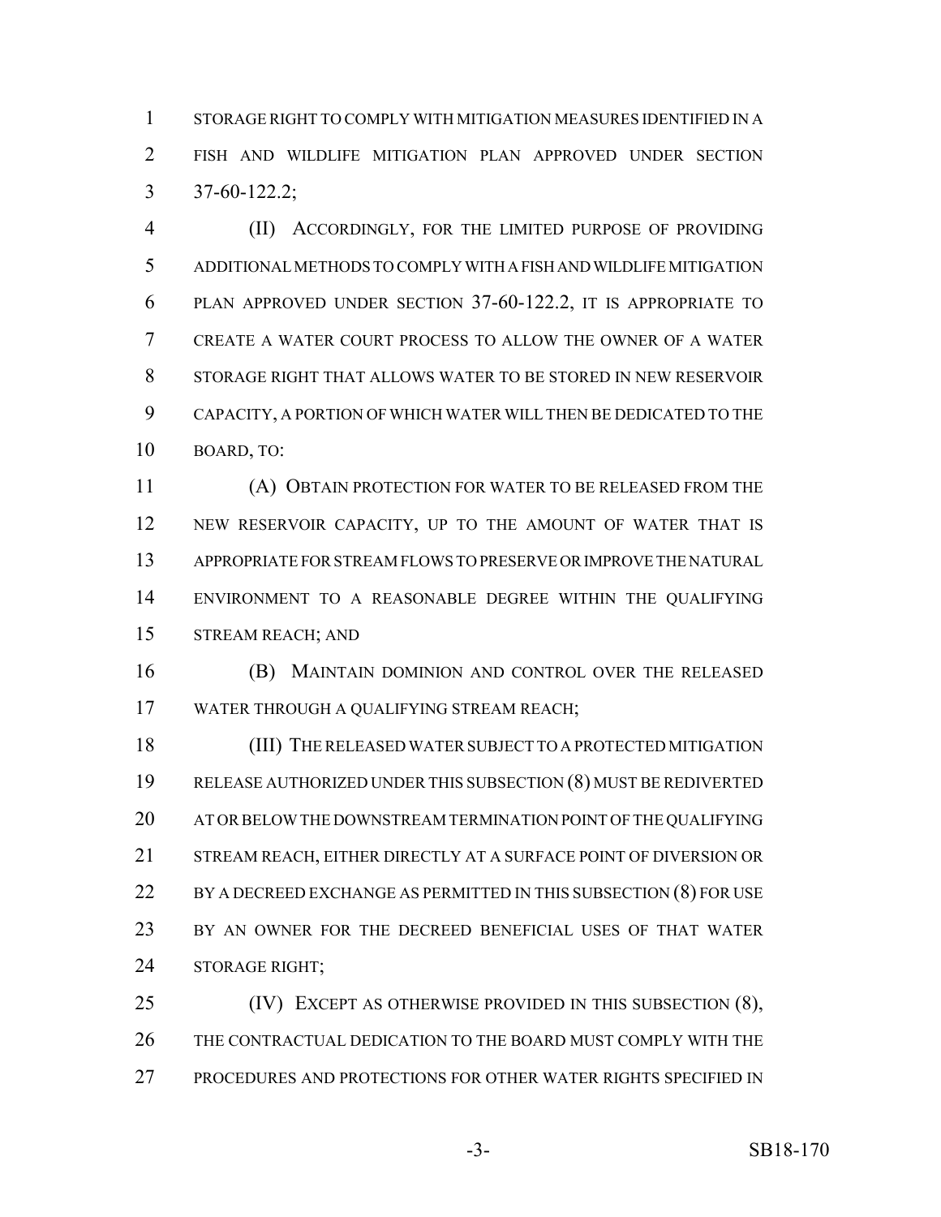STORAGE RIGHT TO COMPLY WITH MITIGATION MEASURES IDENTIFIED IN A FISH AND WILDLIFE MITIGATION PLAN APPROVED UNDER SECTION 37-60-122.2;

(II) ACCORDINGLY, FOR THE LIMITED PURPOSE OF PROVIDING ADDITIONAL METHODS TO COMPLY WITH A FISH AND WILDLIFE MITIGATION PLAN APPROVED UNDER SECTION 37-60-122.2, IT IS APPROPRIATE TO CREATE A WATER COURT PROCESS TO ALLOW THE OWNER OF A WATER STORAGE RIGHT THAT ALLOWS WATER TO BE STORED IN NEW RESERVOIR CAPACITY, A PORTION OF WHICH WATER WILL THEN BE DEDICATED TO THE BOARD, TO:

(A) OBTAIN PROTECTION FOR WATER TO BE RELEASED FROM THE NEW RESERVOIR CAPACITY, UP TO THE AMOUNT OF WATER THAT IS APPROPRIATE FOR STREAM FLOWS TO PRESERVE OR IMPROVE THE NATURAL ENVIRONMENT TO A REASONABLE DEGREE WITHIN THE QUALIFYING STREAM REACH; AND

(B) MAINTAIN DOMINION AND CONTROL OVER THE RELEASED WATER THROUGH A QUALIFYING STREAM REACH;

(III) THE RELEASED WATER SUBJECT TO A PROTECTED MITIGATION RELEASE AUTHORIZED UNDER THIS SUBSECTION (8) MUST BE REDIVERTED AT OR BELOW THE DOWNSTREAM TERMINATION POINT OF THE QUALIFYING STREAM REACH, EITHER DIRECTLY AT A SURFACE POINT OF DIVERSION OR BY A DECREED EXCHANGE AS PERMITTED IN THIS SUBSECTION (8) FOR USE BY AN OWNER FOR THE DECREED BENEFICIAL USES OF THAT WATER STORAGE RIGHT;

(IV) EXCEPT AS OTHERWISE PROVIDED IN THIS SUBSECTION (8), THE CONTRACTUAL DEDICATION TO THE BOARD MUST COMPLY WITH THE PROCEDURES AND PROTECTIONS FOR OTHER WATER RIGHTS SPECIFIED IN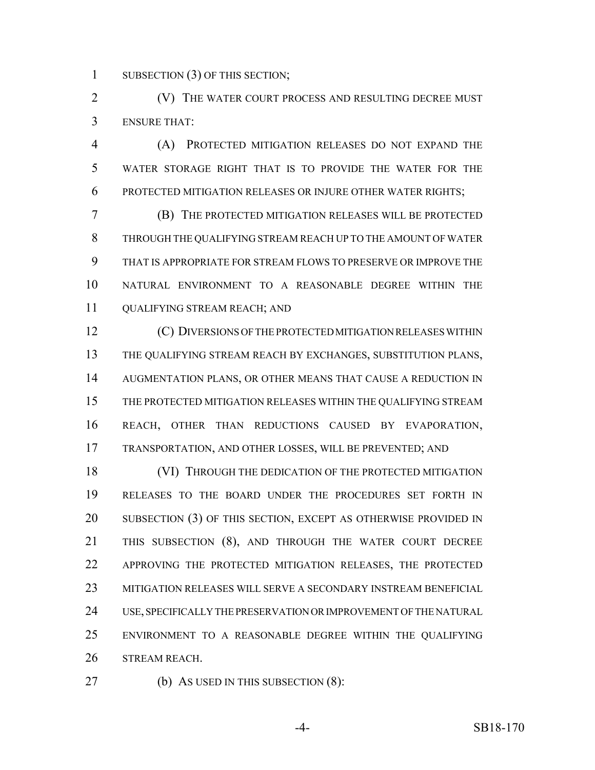SUBSECTION (3) OF THIS SECTION;

(V) THE WATER COURT PROCESS AND RESULTING DECREE MUST ENSURE THAT:

(A) PROTECTED MITIGATION RELEASES DO NOT EXPAND THE WATER STORAGE RIGHT THAT IS TO PROVIDE THE WATER FOR THE PROTECTED MITIGATION RELEASES OR INJURE OTHER WATER RIGHTS;

(B) THE PROTECTED MITIGATION RELEASES WILL BE PROTECTED THROUGH THE QUALIFYING STREAM REACH UP TO THE AMOUNT OF WATER THAT IS APPROPRIATE FOR STREAM FLOWS TO PRESERVE OR IMPROVE THE NATURAL ENVIRONMENT TO A REASONABLE DEGREE WITHIN THE QUALIFYING STREAM REACH; AND

(C) DIVERSIONS OF THE PROTECTED MITIGATION RELEASES WITHIN THE QUALIFYING STREAM REACH BY EXCHANGES, SUBSTITUTION PLANS, AUGMENTATION PLANS, OR OTHER MEANS THAT CAUSE A REDUCTION IN THE PROTECTED MITIGATION RELEASES WITHIN THE QUALIFYING STREAM REACH, OTHER THAN REDUCTIONS CAUSED BY EVAPORATION, TRANSPORTATION, AND OTHER LOSSES, WILL BE PREVENTED; AND

(VI) THROUGH THE DEDICATION OF THE PROTECTED MITIGATION RELEASES TO THE BOARD UNDER THE PROCEDURES SET FORTH IN SUBSECTION (3) OF THIS SECTION, EXCEPT AS OTHERWISE PROVIDED IN THIS SUBSECTION (8), AND THROUGH THE WATER COURT DECREE APPROVING THE PROTECTED MITIGATION RELEASES, THE PROTECTED MITIGATION RELEASES WILL SERVE A SECONDARY INSTREAM BENEFICIAL USE, SPECIFICALLY THE PRESERVATION OR IMPROVEMENT OF THE NATURAL ENVIRONMENT TO A REASONABLE DEGREE WITHIN THE QUALIFYING STREAM REACH.

(b) AS USED IN THIS SUBSECTION (8):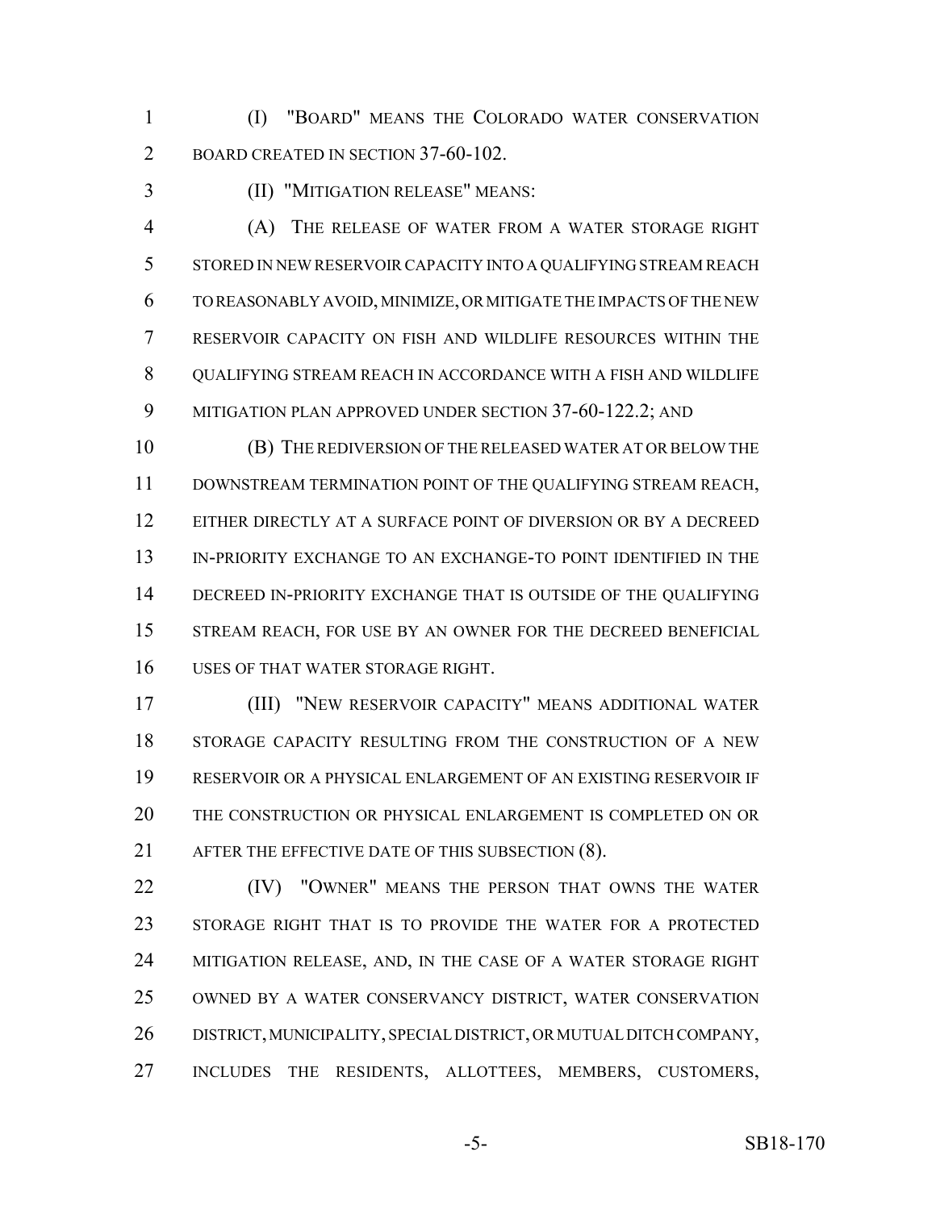(I) "BOARD" MEANS THE COLORADO WATER CONSERVATION BOARD CREATED IN SECTION 37-60-102.

(II) "MITIGATION RELEASE" MEANS:

(A) THE RELEASE OF WATER FROM A WATER STORAGE RIGHT STORED IN NEW RESERVOIR CAPACITY INTO A QUALIFYING STREAM REACH TO REASONABLY AVOID, MINIMIZE, OR MITIGATE THE IMPACTS OF THE NEW RESERVOIR CAPACITY ON FISH AND WILDLIFE RESOURCES WITHIN THE QUALIFYING STREAM REACH IN ACCORDANCE WITH A FISH AND WILDLIFE MITIGATION PLAN APPROVED UNDER SECTION 37-60-122.2; AND

(B) THE REDIVERSION OF THE RELEASED WATER AT OR BELOW THE DOWNSTREAM TERMINATION POINT OF THE QUALIFYING STREAM REACH, EITHER DIRECTLY AT A SURFACE POINT OF DIVERSION OR BY A DECREED IN-PRIORITY EXCHANGE TO AN EXCHANGE-TO POINT IDENTIFIED IN THE DECREED IN-PRIORITY EXCHANGE THAT IS OUTSIDE OF THE QUALIFYING STREAM REACH, FOR USE BY AN OWNER FOR THE DECREED BENEFICIAL USES OF THAT WATER STORAGE RIGHT.

(III) "NEW RESERVOIR CAPACITY" MEANS ADDITIONAL WATER STORAGE CAPACITY RESULTING FROM THE CONSTRUCTION OF A NEW RESERVOIR OR A PHYSICAL ENLARGEMENT OF AN EXISTING RESERVOIR IF THE CONSTRUCTION OR PHYSICAL ENLARGEMENT IS COMPLETED ON OR AFTER THE EFFECTIVE DATE OF THIS SUBSECTION (8).

(IV) "OWNER" MEANS THE PERSON THAT OWNS THE WATER STORAGE RIGHT THAT IS TO PROVIDE THE WATER FOR A PROTECTED MITIGATION RELEASE, AND, IN THE CASE OF A WATER STORAGE RIGHT OWNED BY A WATER CONSERVANCY DISTRICT, WATER CONSERVATION DISTRICT, MUNICIPALITY, SPECIAL DISTRICT, OR MUTUAL DITCH COMPANY, INCLUDES THE RESIDENTS, ALLOTTEES, MEMBERS, CUSTOMERS,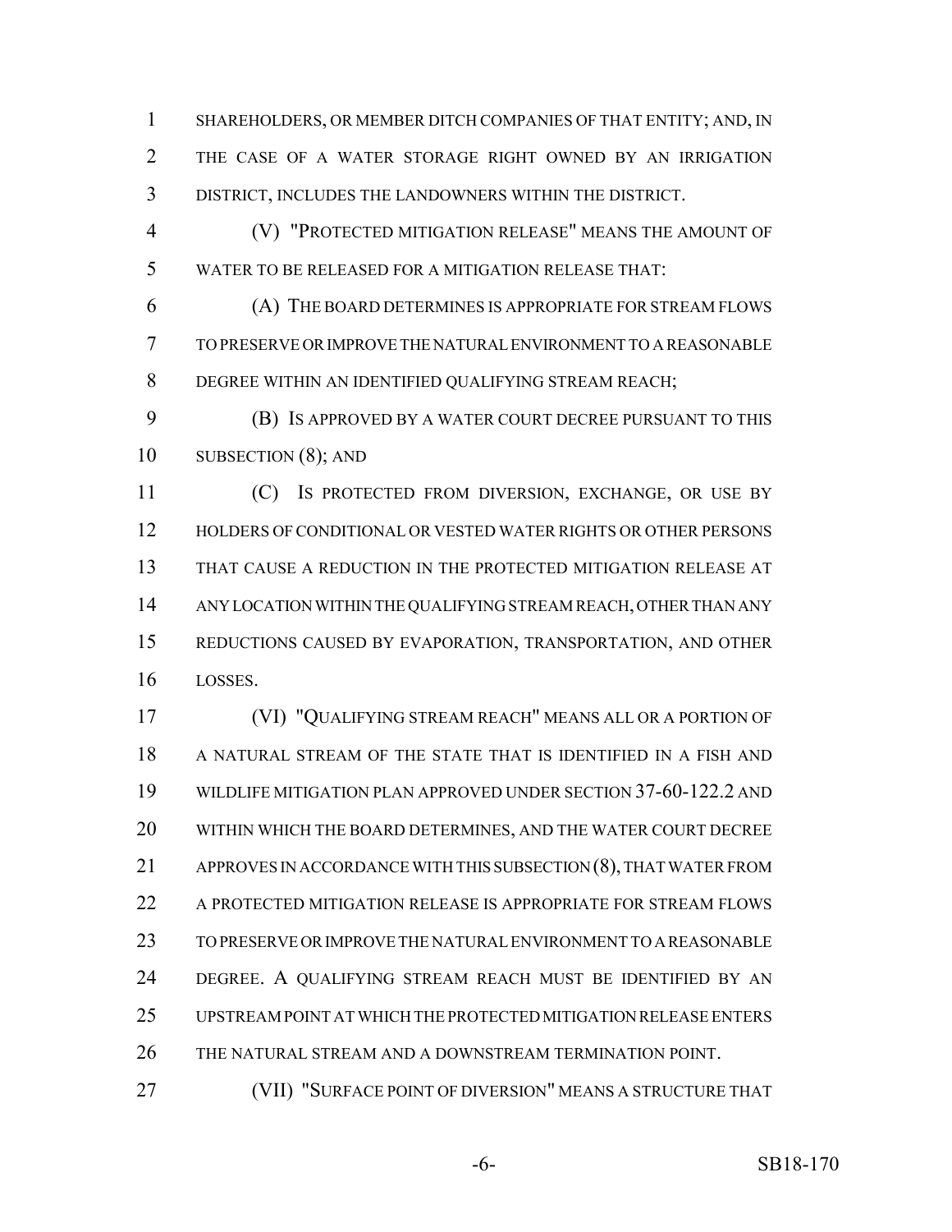SHAREHOLDERS, OR MEMBER DITCH COMPANIES OF THAT ENTITY; AND, IN THE CASE OF A WATER STORAGE RIGHT OWNED BY AN IRRIGATION DISTRICT, INCLUDES THE LANDOWNERS WITHIN THE DISTRICT.

(V) "PROTECTED MITIGATION RELEASE" MEANS THE AMOUNT OF WATER TO BE RELEASED FOR A MITIGATION RELEASE THAT:

(A) THE BOARD DETERMINES IS APPROPRIATE FOR STREAM FLOWS TO PRESERVE OR IMPROVE THE NATURAL ENVIRONMENT TO A REASONABLE DEGREE WITHIN AN IDENTIFIED QUALIFYING STREAM REACH;

(B) IS APPROVED BY A WATER COURT DECREE PURSUANT TO THIS SUBSECTION (8); AND

(C) IS PROTECTED FROM DIVERSION, EXCHANGE, OR USE BY HOLDERS OF CONDITIONAL OR VESTED WATER RIGHTS OR OTHER PERSONS THAT CAUSE A REDUCTION IN THE PROTECTED MITIGATION RELEASE AT ANY LOCATION WITHIN THE QUALIFYING STREAM REACH, OTHER THAN ANY REDUCTIONS CAUSED BY EVAPORATION, TRANSPORTATION, AND OTHER LOSSES.

(VI) "QUALIFYING STREAM REACH" MEANS ALL OR A PORTION OF A NATURAL STREAM OF THE STATE THAT IS IDENTIFIED IN A FISH AND WILDLIFE MITIGATION PLAN APPROVED UNDER SECTION 37-60-122.2 AND WITHIN WHICH THE BOARD DETERMINES, AND THE WATER COURT DECREE APPROVES IN ACCORDANCE WITH THIS SUBSECTION (8), THAT WATER FROM A PROTECTED MITIGATION RELEASE IS APPROPRIATE FOR STREAM FLOWS TO PRESERVE OR IMPROVE THE NATURAL ENVIRONMENT TO A REASONABLE DEGREE. A QUALIFYING STREAM REACH MUST BE IDENTIFIED BY AN UPSTREAM POINT AT WHICH THE PROTECTED MITIGATION RELEASE ENTERS THE NATURAL STREAM AND A DOWNSTREAM TERMINATION POINT.

(VII) "SURFACE POINT OF DIVERSION" MEANS A STRUCTURE THAT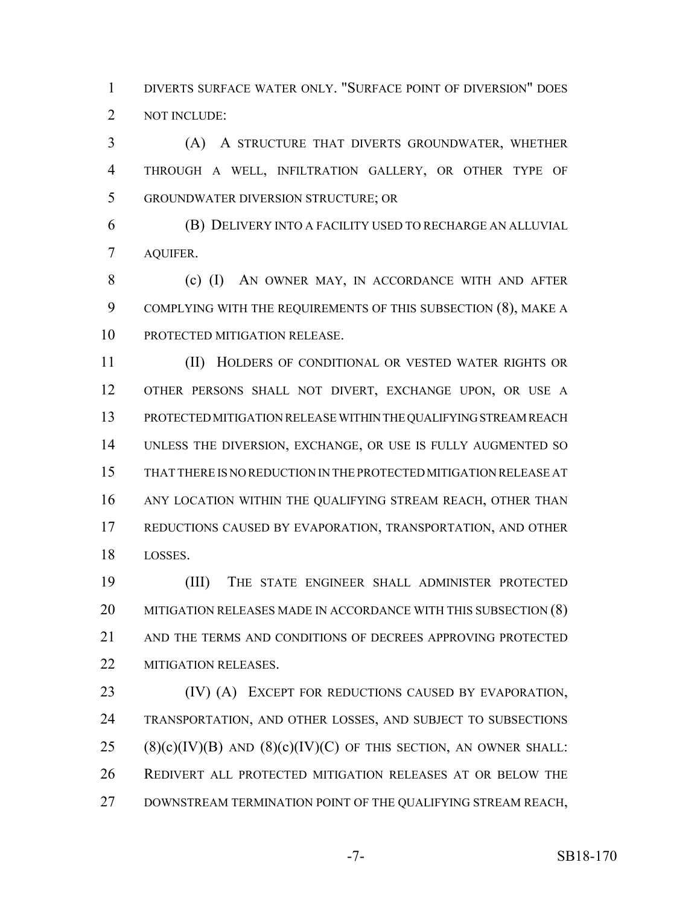DIVERTS SURFACE WATER ONLY. "SURFACE POINT OF DIVERSION" DOES NOT INCLUDE:

(A) A STRUCTURE THAT DIVERTS GROUNDWATER, WHETHER THROUGH A WELL, INFILTRATION GALLERY, OR OTHER TYPE OF GROUNDWATER DIVERSION STRUCTURE; OR

(B) DELIVERY INTO A FACILITY USED TO RECHARGE AN ALLUVIAL AQUIFER.

(c) (I) AN OWNER MAY, IN ACCORDANCE WITH AND AFTER COMPLYING WITH THE REQUIREMENTS OF THIS SUBSECTION (8), MAKE A PROTECTED MITIGATION RELEASE.

(II) HOLDERS OF CONDITIONAL OR VESTED WATER RIGHTS OR OTHER PERSONS SHALL NOT DIVERT, EXCHANGE UPON, OR USE A PROTECTED MITIGATION RELEASE WITHIN THE QUALIFYING STREAM REACH UNLESS THE DIVERSION, EXCHANGE, OR USE IS FULLY AUGMENTED SO THAT THERE IS NO REDUCTION IN THE PROTECTED MITIGATION RELEASE AT ANY LOCATION WITHIN THE QUALIFYING STREAM REACH, OTHER THAN REDUCTIONS CAUSED BY EVAPORATION, TRANSPORTATION, AND OTHER LOSSES.

(III) THE STATE ENGINEER SHALL ADMINISTER PROTECTED MITIGATION RELEASES MADE IN ACCORDANCE WITH THIS SUBSECTION (8) AND THE TERMS AND CONDITIONS OF DECREES APPROVING PROTECTED MITIGATION RELEASES.

(IV) (A) EXCEPT FOR REDUCTIONS CAUSED BY EVAPORATION, TRANSPORTATION, AND OTHER LOSSES, AND SUBJECT TO SUBSECTIONS (8)(c)(IV)(B) AND (8)(c)(IV)(C) OF THIS SECTION, AN OWNER SHALL: REDIVERT ALL PROTECTED MITIGATION RELEASES AT OR BELOW THE DOWNSTREAM TERMINATION POINT OF THE QUALIFYING STREAM REACH,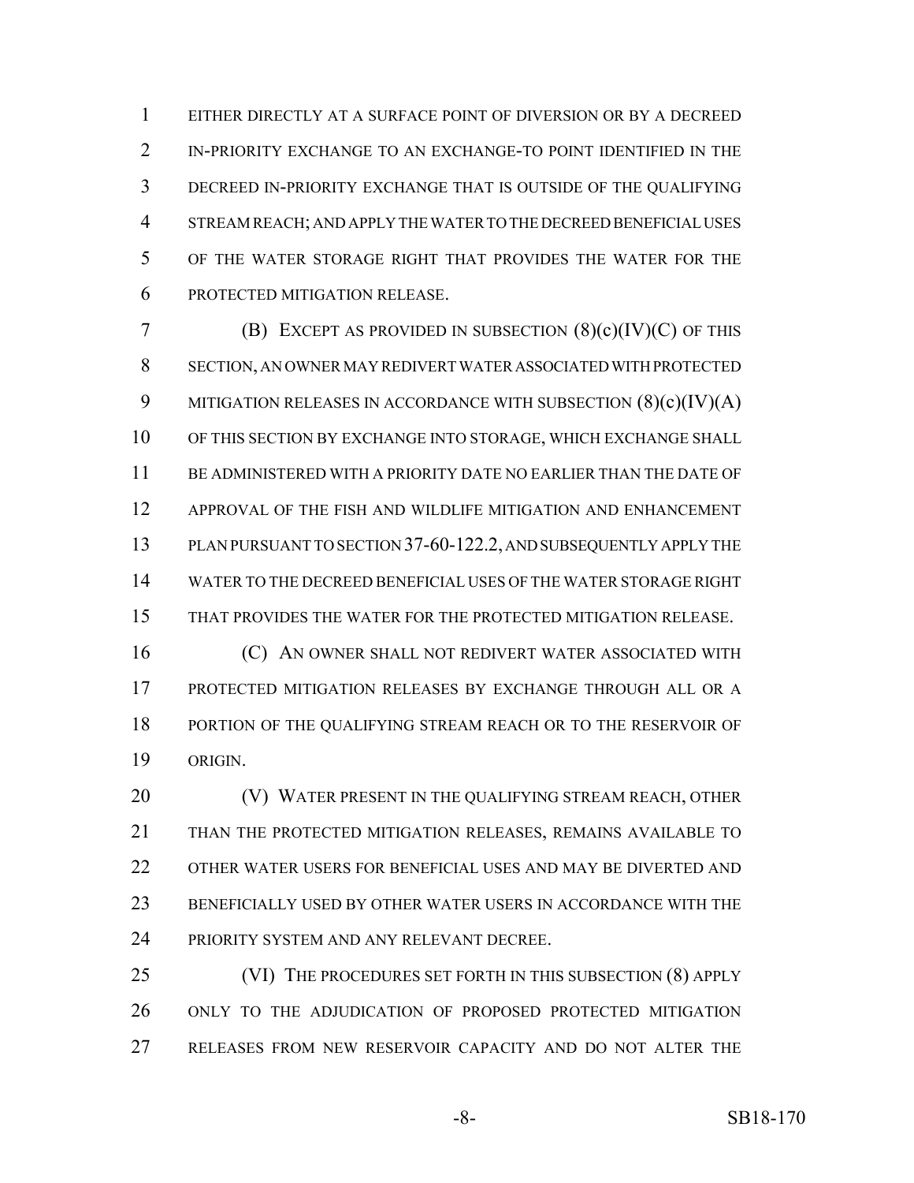EITHER DIRECTLY AT A SURFACE POINT OF DIVERSION OR BY A DECREED IN-PRIORITY EXCHANGE TO AN EXCHANGE-TO POINT IDENTIFIED IN THE DECREED IN-PRIORITY EXCHANGE THAT IS OUTSIDE OF THE QUALIFYING STREAM REACH; AND APPLY THE WATER TO THE DECREED BENEFICIAL USES OF THE WATER STORAGE RIGHT THAT PROVIDES THE WATER FOR THE PROTECTED MITIGATION RELEASE.

(B) EXCEPT AS PROVIDED IN SUBSECTION (8)(c)(IV)(C) OF THIS SECTION, AN OWNER MAY REDIVERT WATER ASSOCIATED WITH PROTECTED MITIGATION RELEASES IN ACCORDANCE WITH SUBSECTION (8)(c)(IV)(A) OF THIS SECTION BY EXCHANGE INTO STORAGE, WHICH EXCHANGE SHALL BE ADMINISTERED WITH A PRIORITY DATE NO EARLIER THAN THE DATE OF APPROVAL OF THE FISH AND WILDLIFE MITIGATION AND ENHANCEMENT PLAN PURSUANT TO SECTION 37-60-122.2, AND SUBSEQUENTLY APPLY THE WATER TO THE DECREED BENEFICIAL USES OF THE WATER STORAGE RIGHT THAT PROVIDES THE WATER FOR THE PROTECTED MITIGATION RELEASE.

(C) AN OWNER SHALL NOT REDIVERT WATER ASSOCIATED WITH PROTECTED MITIGATION RELEASES BY EXCHANGE THROUGH ALL OR A PORTION OF THE QUALIFYING STREAM REACH OR TO THE RESERVOIR OF ORIGIN.

(V) WATER PRESENT IN THE QUALIFYING STREAM REACH, OTHER THAN THE PROTECTED MITIGATION RELEASES, REMAINS AVAILABLE TO OTHER WATER USERS FOR BENEFICIAL USES AND MAY BE DIVERTED AND BENEFICIALLY USED BY OTHER WATER USERS IN ACCORDANCE WITH THE PRIORITY SYSTEM AND ANY RELEVANT DECREE.

(VI) THE PROCEDURES SET FORTH IN THIS SUBSECTION (8) APPLY ONLY TO THE ADJUDICATION OF PROPOSED PROTECTED MITIGATION RELEASES FROM NEW RESERVOIR CAPACITY AND DO NOT ALTER THE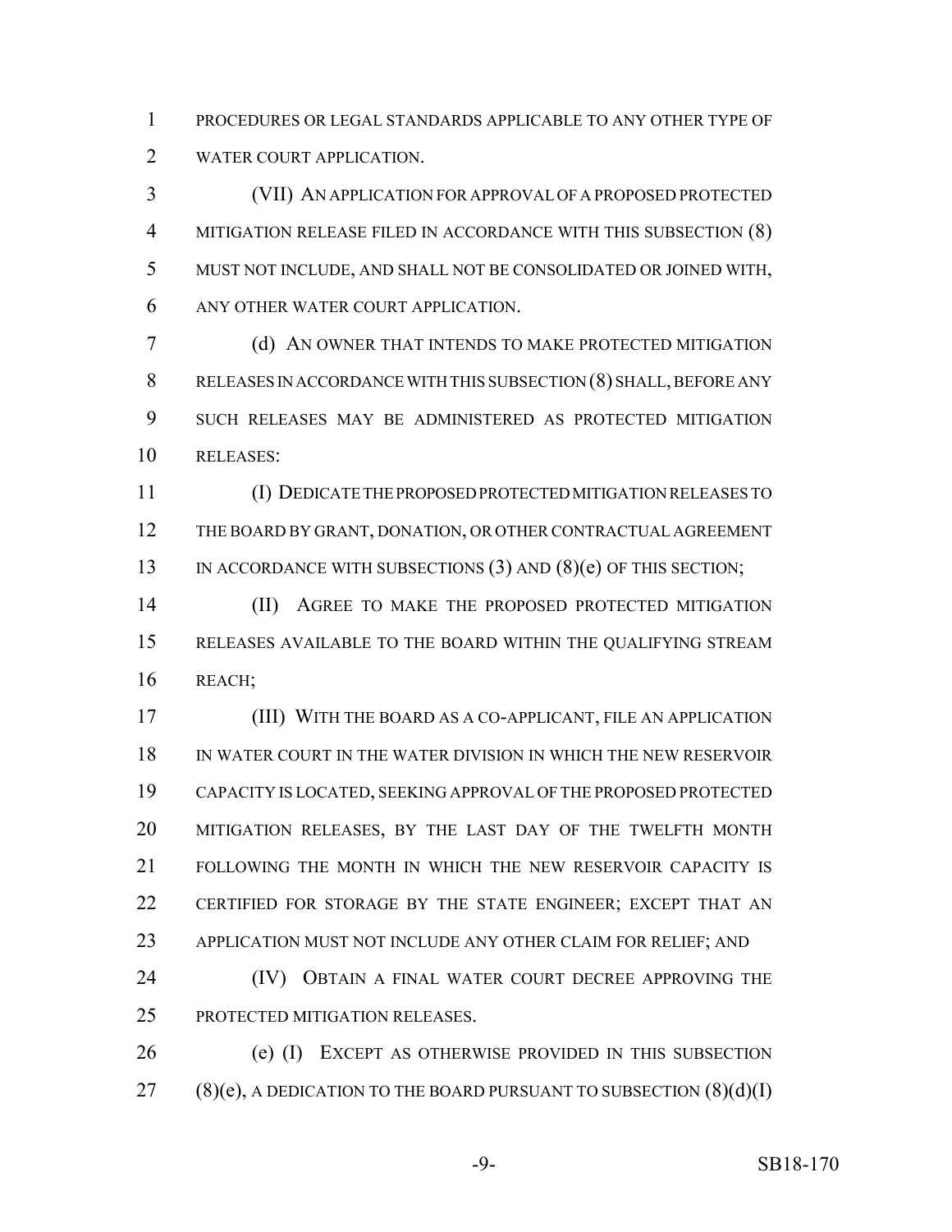PROCEDURES OR LEGAL STANDARDS APPLICABLE TO ANY OTHER TYPE OF WATER COURT APPLICATION.

(VII) AN APPLICATION FOR APPROVAL OF A PROPOSED PROTECTED MITIGATION RELEASE FILED IN ACCORDANCE WITH THIS SUBSECTION (8) MUST NOT INCLUDE, AND SHALL NOT BE CONSOLIDATED OR JOINED WITH, ANY OTHER WATER COURT APPLICATION.

(d) AN OWNER THAT INTENDS TO MAKE PROTECTED MITIGATION RELEASES IN ACCORDANCE WITH THIS SUBSECTION (8) SHALL, BEFORE ANY SUCH RELEASES MAY BE ADMINISTERED AS PROTECTED MITIGATION RELEASES:

(I) DEDICATE THE PROPOSED PROTECTED MITIGATION RELEASES TO THE BOARD BY GRANT, DONATION, OR OTHER CONTRACTUAL AGREEMENT IN ACCORDANCE WITH SUBSECTIONS (3) AND (8)(e) OF THIS SECTION;

(II) AGREE TO MAKE THE PROPOSED PROTECTED MITIGATION RELEASES AVAILABLE TO THE BOARD WITHIN THE QUALIFYING STREAM REACH;

(III) WITH THE BOARD AS A CO-APPLICANT, FILE AN APPLICATION IN WATER COURT IN THE WATER DIVISION IN WHICH THE NEW RESERVOIR CAPACITY IS LOCATED, SEEKING APPROVAL OF THE PROPOSED PROTECTED MITIGATION RELEASES, BY THE LAST DAY OF THE TWELFTH MONTH FOLLOWING THE MONTH IN WHICH THE NEW RESERVOIR CAPACITY IS CERTIFIED FOR STORAGE BY THE STATE ENGINEER; EXCEPT THAT AN APPLICATION MUST NOT INCLUDE ANY OTHER CLAIM FOR RELIEF; AND

(IV) OBTAIN A FINAL WATER COURT DECREE APPROVING THE PROTECTED MITIGATION RELEASES.

(e) (I) EXCEPT AS OTHERWISE PROVIDED IN THIS SUBSECTION (8)(e), A DEDICATION TO THE BOARD PURSUANT TO SUBSECTION (8)(d)(I)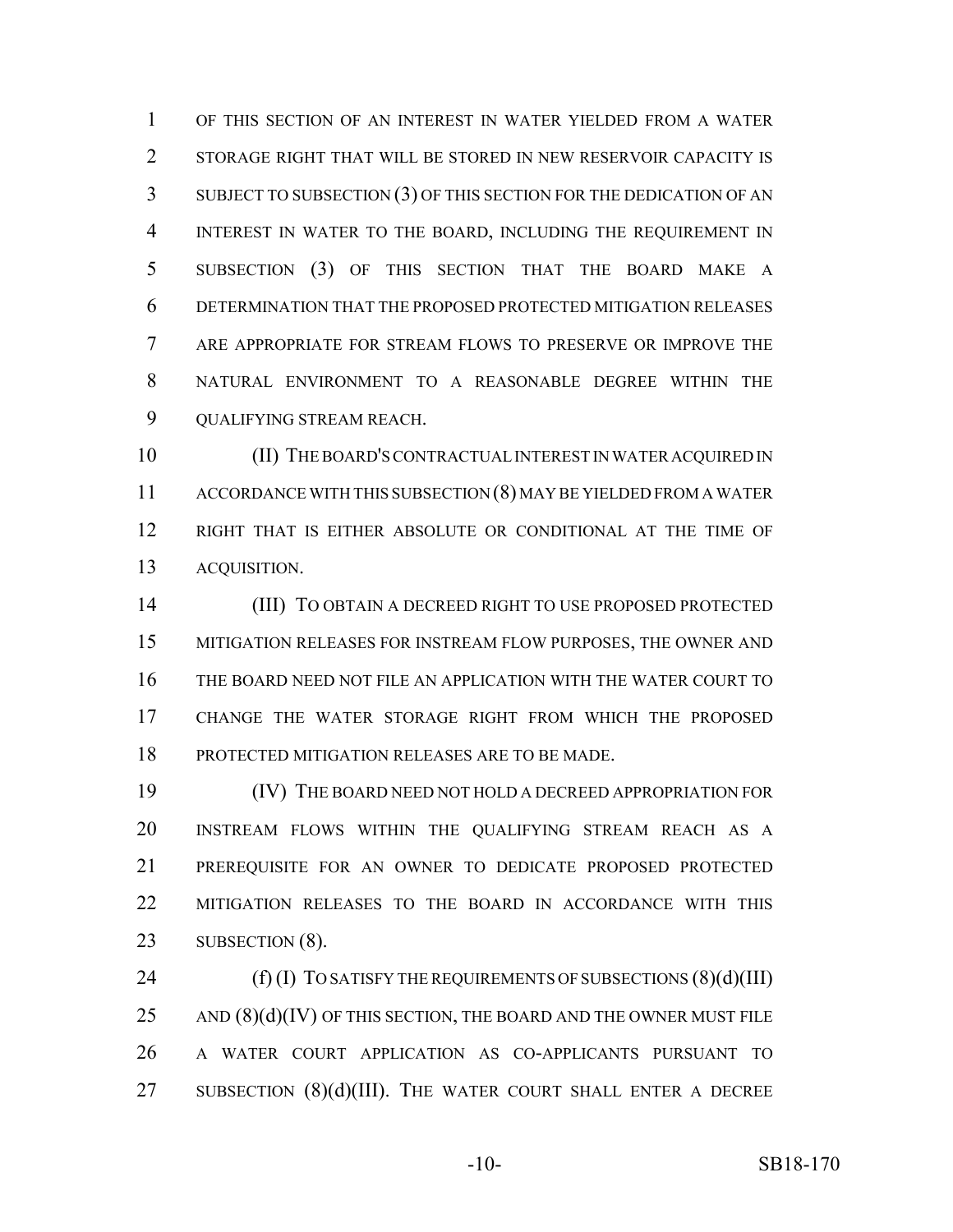OF THIS SECTION OF AN INTEREST IN WATER YIELDED FROM A WATER STORAGE RIGHT THAT WILL BE STORED IN NEW RESERVOIR CAPACITY IS SUBJECT TO SUBSECTION (3) OF THIS SECTION FOR THE DEDICATION OF AN INTEREST IN WATER TO THE BOARD, INCLUDING THE REQUIREMENT IN SUBSECTION (3) OF THIS SECTION THAT THE BOARD MAKE A DETERMINATION THAT THE PROPOSED PROTECTED MITIGATION RELEASES ARE APPROPRIATE FOR STREAM FLOWS TO PRESERVE OR IMPROVE THE NATURAL ENVIRONMENT TO A REASONABLE DEGREE WITHIN THE QUALIFYING STREAM REACH.

(II) THE BOARD'S CONTRACTUAL INTEREST IN WATER ACQUIRED IN ACCORDANCE WITH THIS SUBSECTION (8) MAY BE YIELDED FROM A WATER RIGHT THAT IS EITHER ABSOLUTE OR CONDITIONAL AT THE TIME OF ACQUISITION.

(III) TO OBTAIN A DECREED RIGHT TO USE PROPOSED PROTECTED MITIGATION RELEASES FOR INSTREAM FLOW PURPOSES, THE OWNER AND THE BOARD NEED NOT FILE AN APPLICATION WITH THE WATER COURT TO CHANGE THE WATER STORAGE RIGHT FROM WHICH THE PROPOSED PROTECTED MITIGATION RELEASES ARE TO BE MADE.

(IV) THE BOARD NEED NOT HOLD A DECREED APPROPRIATION FOR INSTREAM FLOWS WITHIN THE QUALIFYING STREAM REACH AS A PREREQUISITE FOR AN OWNER TO DEDICATE PROPOSED PROTECTED MITIGATION RELEASES TO THE BOARD IN ACCORDANCE WITH THIS SUBSECTION (8).

(f) (I) TO SATISFY THE REQUIREMENTS OF SUBSECTIONS (8)(d)(III) AND (8)(d)(IV) OF THIS SECTION, THE BOARD AND THE OWNER MUST FILE A WATER COURT APPLICATION AS CO-APPLICANTS PURSUANT TO SUBSECTION (8)(d)(III). THE WATER COURT SHALL ENTER A DECREE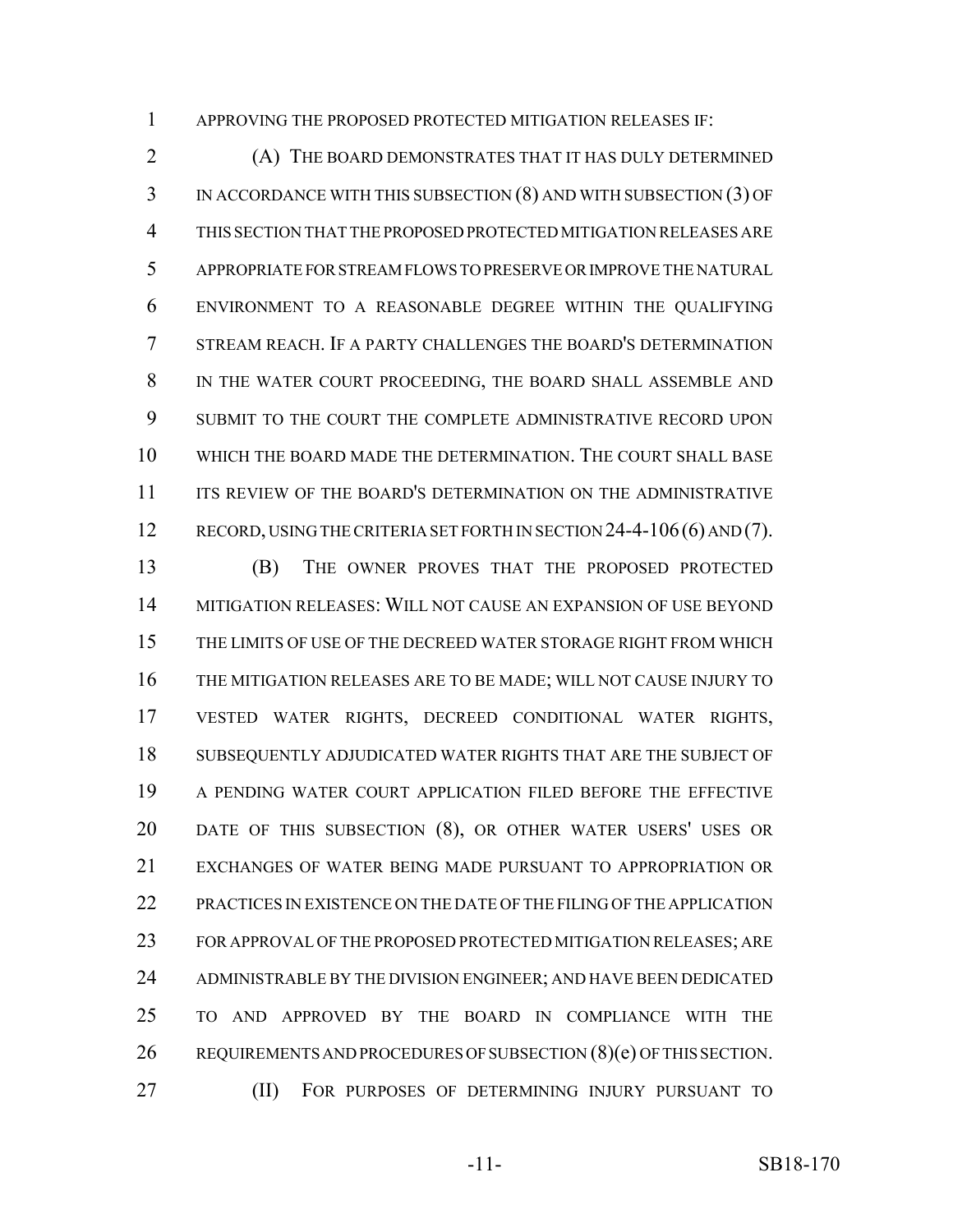APPROVING THE PROPOSED PROTECTED MITIGATION RELEASES IF:

(A) THE BOARD DEMONSTRATES THAT IT HAS DULY DETERMINED IN ACCORDANCE WITH THIS SUBSECTION (8) AND WITH SUBSECTION (3) OF THIS SECTION THAT THE PROPOSED PROTECTED MITIGATION RELEASES ARE APPROPRIATE FOR STREAM FLOWS TO PRESERVE OR IMPROVE THE NATURAL ENVIRONMENT TO A REASONABLE DEGREE WITHIN THE QUALIFYING STREAM REACH. IF A PARTY CHALLENGES THE BOARD'S DETERMINATION IN THE WATER COURT PROCEEDING, THE BOARD SHALL ASSEMBLE AND SUBMIT TO THE COURT THE COMPLETE ADMINISTRATIVE RECORD UPON WHICH THE BOARD MADE THE DETERMINATION. THE COURT SHALL BASE ITS REVIEW OF THE BOARD'S DETERMINATION ON THE ADMINISTRATIVE RECORD, USING THE CRITERIA SET FORTH IN SECTION 24-4-106 (6) AND (7).

(B) THE OWNER PROVES THAT THE PROPOSED PROTECTED MITIGATION RELEASES: WILL NOT CAUSE AN EXPANSION OF USE BEYOND THE LIMITS OF USE OF THE DECREED WATER STORAGE RIGHT FROM WHICH THE MITIGATION RELEASES ARE TO BE MADE; WILL NOT CAUSE INJURY TO VESTED WATER RIGHTS, DECREED CONDITIONAL WATER RIGHTS, SUBSEQUENTLY ADJUDICATED WATER RIGHTS THAT ARE THE SUBJECT OF A PENDING WATER COURT APPLICATION FILED BEFORE THE EFFECTIVE DATE OF THIS SUBSECTION (8), OR OTHER WATER USERS' USES OR EXCHANGES OF WATER BEING MADE PURSUANT TO APPROPRIATION OR PRACTICES IN EXISTENCE ON THE DATE OF THE FILING OF THE APPLICATION FOR APPROVAL OF THE PROPOSED PROTECTED MITIGATION RELEASES; ARE ADMINISTRABLE BY THE DIVISION ENGINEER; AND HAVE BEEN DEDICATED TO AND APPROVED BY THE BOARD IN COMPLIANCE WITH THE REQUIREMENTS AND PROCEDURES OF SUBSECTION (8)(e) OF THIS SECTION.

(II) FOR PURPOSES OF DETERMINING INJURY PURSUANT TO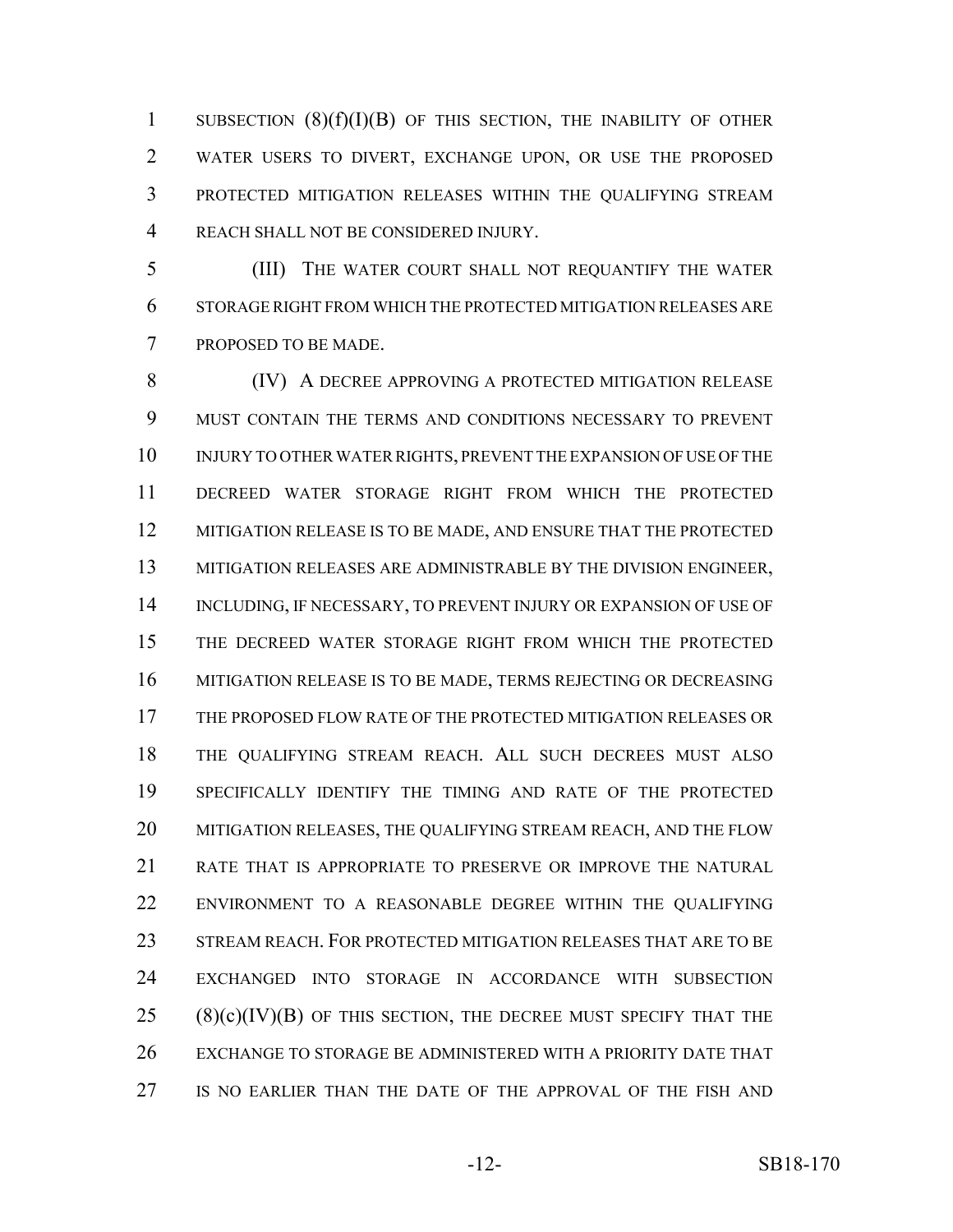SUBSECTION (8)(f)(I)(B) OF THIS SECTION, THE INABILITY OF OTHER WATER USERS TO DIVERT, EXCHANGE UPON, OR USE THE PROPOSED PROTECTED MITIGATION RELEASES WITHIN THE QUALIFYING STREAM REACH SHALL NOT BE CONSIDERED INJURY.

(III) THE WATER COURT SHALL NOT REQUANTIFY THE WATER STORAGE RIGHT FROM WHICH THE PROTECTED MITIGATION RELEASES ARE PROPOSED TO BE MADE.

(IV) A DECREE APPROVING A PROTECTED MITIGATION RELEASE MUST CONTAIN THE TERMS AND CONDITIONS NECESSARY TO PREVENT INJURY TO OTHER WATER RIGHTS, PREVENT THE EXPANSION OF USE OF THE DECREED WATER STORAGE RIGHT FROM WHICH THE PROTECTED MITIGATION RELEASE IS TO BE MADE, AND ENSURE THAT THE PROTECTED MITIGATION RELEASES ARE ADMINISTRABLE BY THE DIVISION ENGINEER, INCLUDING, IF NECESSARY, TO PREVENT INJURY OR EXPANSION OF USE OF THE DECREED WATER STORAGE RIGHT FROM WHICH THE PROTECTED MITIGATION RELEASE IS TO BE MADE, TERMS REJECTING OR DECREASING THE PROPOSED FLOW RATE OF THE PROTECTED MITIGATION RELEASES OR THE QUALIFYING STREAM REACH. ALL SUCH DECREES MUST ALSO SPECIFICALLY IDENTIFY THE TIMING AND RATE OF THE PROTECTED MITIGATION RELEASES, THE QUALIFYING STREAM REACH, AND THE FLOW RATE THAT IS APPROPRIATE TO PRESERVE OR IMPROVE THE NATURAL ENVIRONMENT TO A REASONABLE DEGREE WITHIN THE QUALIFYING STREAM REACH. FOR PROTECTED MITIGATION RELEASES THAT ARE TO BE EXCHANGED INTO STORAGE IN ACCORDANCE WITH SUBSECTION (8)(c)(IV)(B) OF THIS SECTION, THE DECREE MUST SPECIFY THAT THE EXCHANGE TO STORAGE BE ADMINISTERED WITH A PRIORITY DATE THAT IS NO EARLIER THAN THE DATE OF THE APPROVAL OF THE FISH AND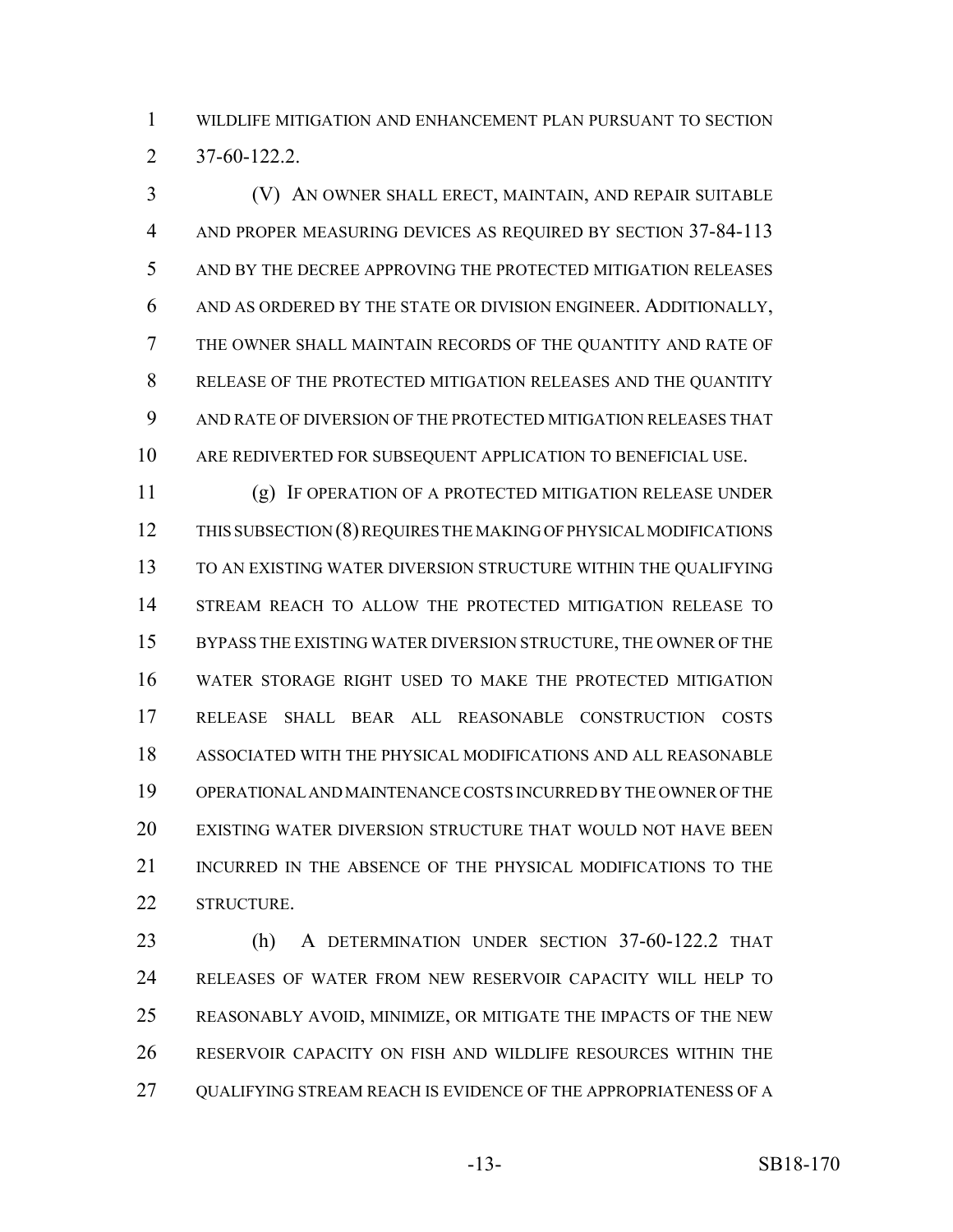WILDLIFE MITIGATION AND ENHANCEMENT PLAN PURSUANT TO SECTION 37-60-122.2.

(V) AN OWNER SHALL ERECT, MAINTAIN, AND REPAIR SUITABLE AND PROPER MEASURING DEVICES AS REQUIRED BY SECTION 37-84-113 AND BY THE DECREE APPROVING THE PROTECTED MITIGATION RELEASES AND AS ORDERED BY THE STATE OR DIVISION ENGINEER. ADDITIONALLY, THE OWNER SHALL MAINTAIN RECORDS OF THE QUANTITY AND RATE OF RELEASE OF THE PROTECTED MITIGATION RELEASES AND THE QUANTITY AND RATE OF DIVERSION OF THE PROTECTED MITIGATION RELEASES THAT ARE REDIVERTED FOR SUBSEQUENT APPLICATION TO BENEFICIAL USE.

(g) IF OPERATION OF A PROTECTED MITIGATION RELEASE UNDER THIS SUBSECTION (8) REQUIRES THE MAKING OF PHYSICAL MODIFICATIONS TO AN EXISTING WATER DIVERSION STRUCTURE WITHIN THE QUALIFYING STREAM REACH TO ALLOW THE PROTECTED MITIGATION RELEASE TO BYPASS THE EXISTING WATER DIVERSION STRUCTURE, THE OWNER OF THE WATER STORAGE RIGHT USED TO MAKE THE PROTECTED MITIGATION RELEASE SHALL BEAR ALL REASONABLE CONSTRUCTION COSTS ASSOCIATED WITH THE PHYSICAL MODIFICATIONS AND ALL REASONABLE OPERATIONAL AND MAINTENANCE COSTS INCURRED BY THE OWNER OF THE EXISTING WATER DIVERSION STRUCTURE THAT WOULD NOT HAVE BEEN INCURRED IN THE ABSENCE OF THE PHYSICAL MODIFICATIONS TO THE STRUCTURE.

(h) A DETERMINATION UNDER SECTION 37-60-122.2 THAT RELEASES OF WATER FROM NEW RESERVOIR CAPACITY WILL HELP TO REASONABLY AVOID, MINIMIZE, OR MITIGATE THE IMPACTS OF THE NEW RESERVOIR CAPACITY ON FISH AND WILDLIFE RESOURCES WITHIN THE QUALIFYING STREAM REACH IS EVIDENCE OF THE APPROPRIATENESS OF A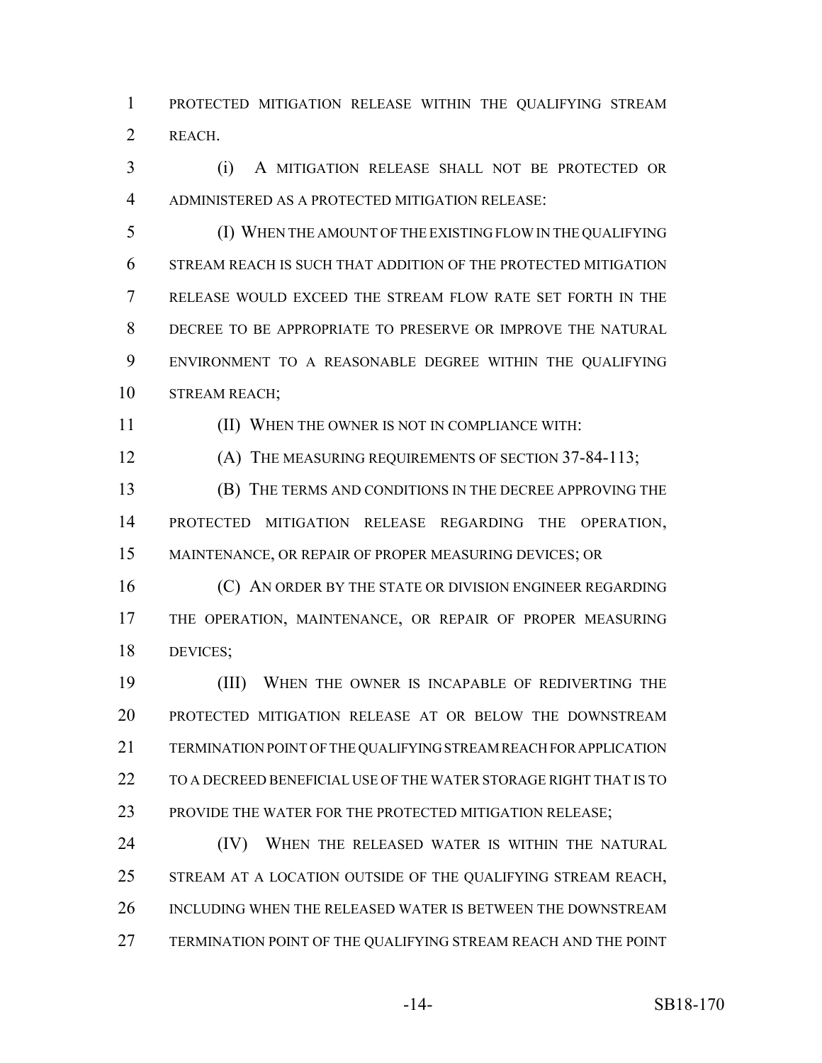PROTECTED MITIGATION RELEASE WITHIN THE QUALIFYING STREAM REACH.

(i) A MITIGATION RELEASE SHALL NOT BE PROTECTED OR ADMINISTERED AS A PROTECTED MITIGATION RELEASE:

(I) WHEN THE AMOUNT OF THE EXISTING FLOW IN THE QUALIFYING STREAM REACH IS SUCH THAT ADDITION OF THE PROTECTED MITIGATION RELEASE WOULD EXCEED THE STREAM FLOW RATE SET FORTH IN THE DECREE TO BE APPROPRIATE TO PRESERVE OR IMPROVE THE NATURAL ENVIRONMENT TO A REASONABLE DEGREE WITHIN THE QUALIFYING STREAM REACH;

(II) WHEN THE OWNER IS NOT IN COMPLIANCE WITH:

(A) THE MEASURING REQUIREMENTS OF SECTION 37-84-113;

(B) THE TERMS AND CONDITIONS IN THE DECREE APPROVING THE PROTECTED MITIGATION RELEASE REGARDING THE OPERATION, MAINTENANCE, OR REPAIR OF PROPER MEASURING DEVICES; OR

(C) AN ORDER BY THE STATE OR DIVISION ENGINEER REGARDING THE OPERATION, MAINTENANCE, OR REPAIR OF PROPER MEASURING DEVICES;

(III) WHEN THE OWNER IS INCAPABLE OF REDIVERTING THE PROTECTED MITIGATION RELEASE AT OR BELOW THE DOWNSTREAM TERMINATION POINT OF THE QUALIFYING STREAM REACH FOR APPLICATION TO A DECREED BENEFICIAL USE OF THE WATER STORAGE RIGHT THAT IS TO PROVIDE THE WATER FOR THE PROTECTED MITIGATION RELEASE;

(IV) WHEN THE RELEASED WATER IS WITHIN THE NATURAL STREAM AT A LOCATION OUTSIDE OF THE QUALIFYING STREAM REACH, INCLUDING WHEN THE RELEASED WATER IS BETWEEN THE DOWNSTREAM TERMINATION POINT OF THE QUALIFYING STREAM REACH AND THE POINT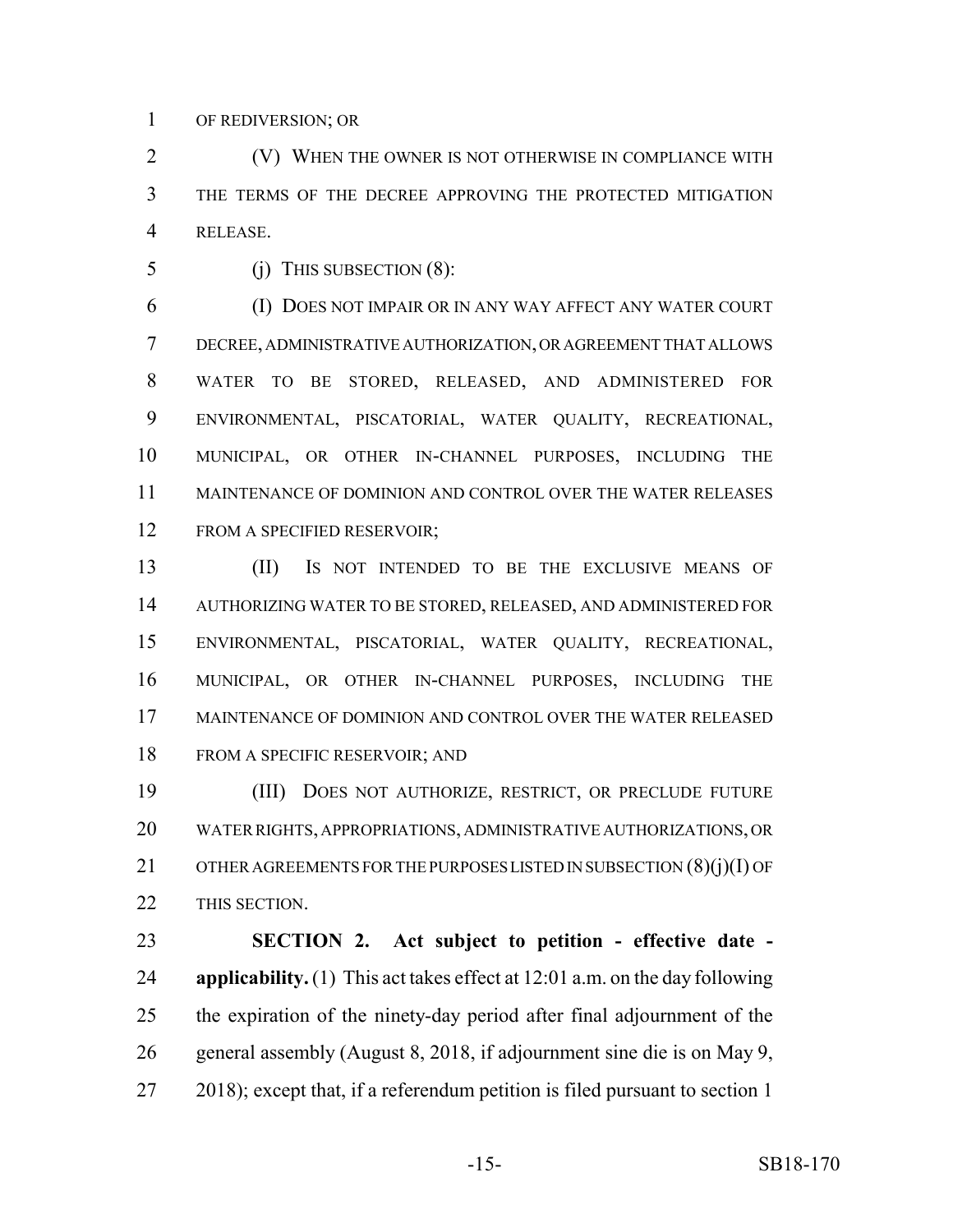OF REDIVERSION; OR

(V) WHEN THE OWNER IS NOT OTHERWISE IN COMPLIANCE WITH THE TERMS OF THE DECREE APPROVING THE PROTECTED MITIGATION RELEASE.

(j) THIS SUBSECTION (8):

(I) DOES NOT IMPAIR OR IN ANY WAY AFFECT ANY WATER COURT DECREE, ADMINISTRATIVE AUTHORIZATION, OR AGREEMENT THAT ALLOWS WATER TO BE STORED, RELEASED, AND ADMINISTERED FOR ENVIRONMENTAL, PISCATORIAL, WATER QUALITY, RECREATIONAL, MUNICIPAL, OR OTHER IN-CHANNEL PURPOSES, INCLUDING THE MAINTENANCE OF DOMINION AND CONTROL OVER THE WATER RELEASES FROM A SPECIFIED RESERVOIR;

(II) IS NOT INTENDED TO BE THE EXCLUSIVE MEANS OF AUTHORIZING WATER TO BE STORED, RELEASED, AND ADMINISTERED FOR ENVIRONMENTAL, PISCATORIAL, WATER QUALITY, RECREATIONAL, MUNICIPAL, OR OTHER IN-CHANNEL PURPOSES, INCLUDING THE MAINTENANCE OF DOMINION AND CONTROL OVER THE WATER RELEASED FROM A SPECIFIC RESERVOIR; AND

(III) DOES NOT AUTHORIZE, RESTRICT, OR PRECLUDE FUTURE WATER RIGHTS, APPROPRIATIONS, ADMINISTRATIVE AUTHORIZATIONS, OR OTHER AGREEMENTS FOR THE PURPOSES LISTED IN SUBSECTION (8)(j)(I) OF THIS SECTION.

**SECTION 2. Act subject to petition - effective date - applicability.** (1) This act takes effect at 12:01 a.m. on the day following the expiration of the ninety-day period after final adjournment of the general assembly (August 8, 2018, if adjournment sine die is on May 9, 2018); except that, if a referendum petition is filed pursuant to section 1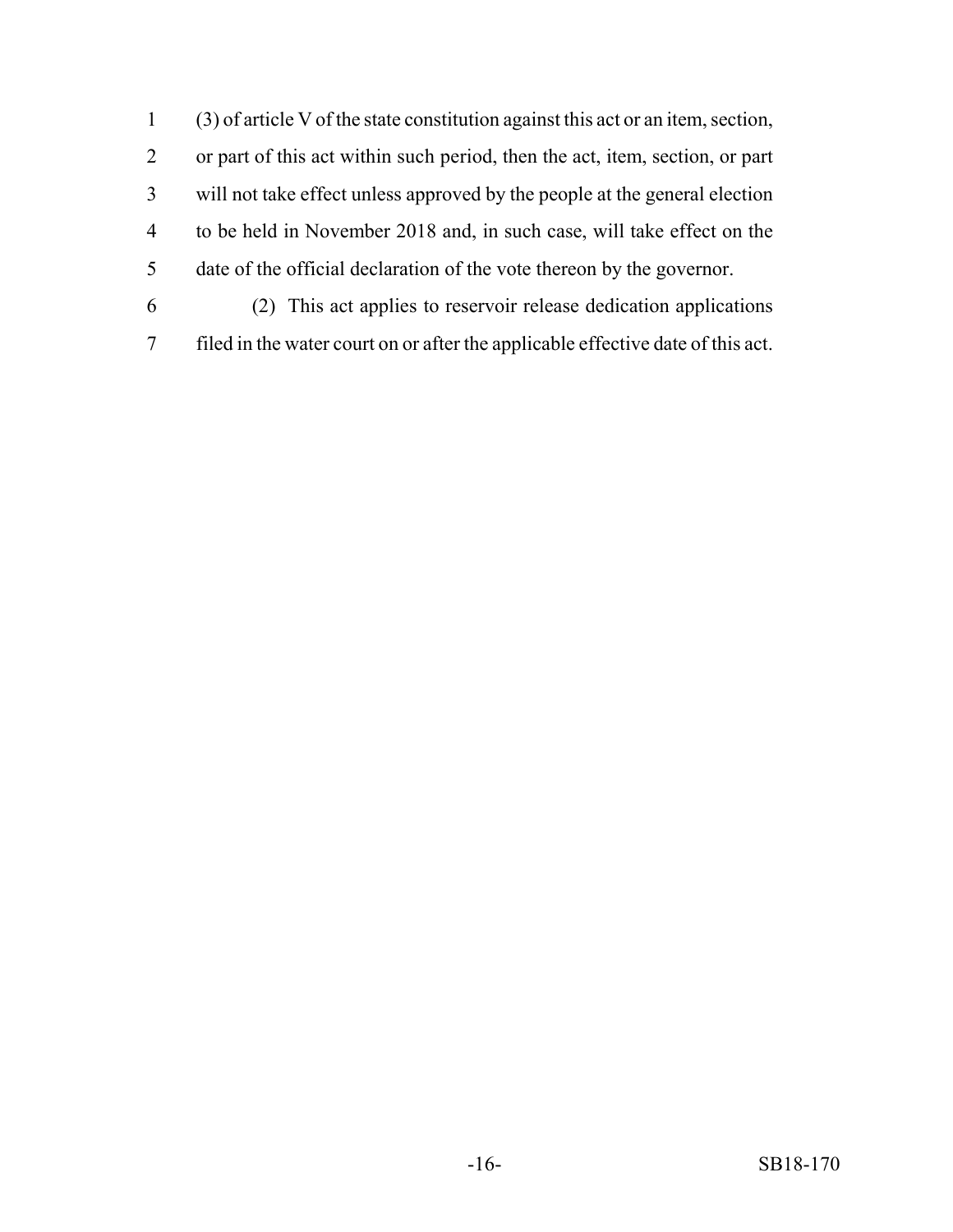(3) of article V of the state constitution against this act or an item, section, or part of this act within such period, then the act, item, section, or part will not take effect unless approved by the people at the general election to be held in November 2018 and, in such case, will take effect on the date of the official declaration of the vote thereon by the governor.

(2) This act applies to reservoir release dedication applications filed in the water court on or after the applicable effective date of this act.